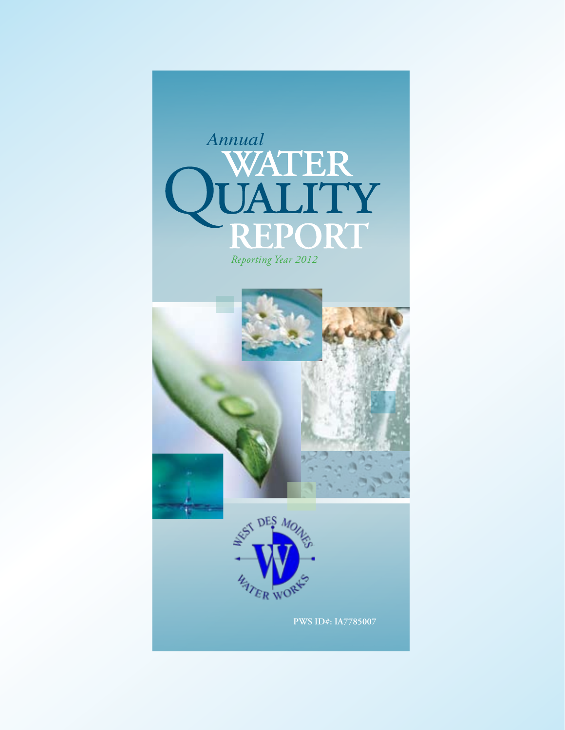*Annual*

# WATER QUALITY REPORT

*Reporting Year 2012*

WEST DES MOINES WATER WORKS

PWS ID#: IA7785007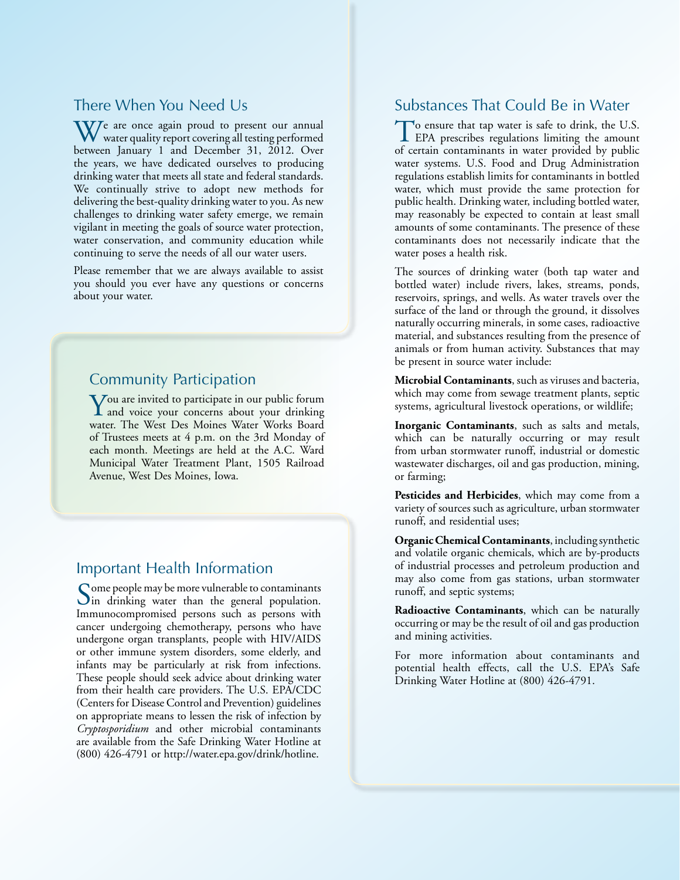## There When You Need Us

We are once again proud to present our annual water quality report covering all testing performed between January 1 and December 31, 2012. Over the years, we have dedicated ourselves to producing drinking water that meets all state and federal standards. We continually strive to adopt new methods for delivering the best-quality drinking water to you. As new challenges to drinking water safety emerge, we remain vigilant in meeting the goals of source water protection, water conservation, and community education while continuing to serve the needs of all our water users.

Please remember that we are always available to assist you should you ever have any questions or concerns about your water.

## Community Participation

You are invited to participate in our public forum and voice your concerns about your drinking water. The West Des Moines Water Works Board of Trustees meets at 4 p.m. on the 3rd Monday of each month. Meetings are held at the A.C. Ward Municipal Water Treatment Plant, 1505 Railroad Avenue, West Des Moines, Iowa.

## Important Health Information

Some people may be more vulnerable to contaminants in drinking water than the general population. Immunocompromised persons such as persons with cancer undergoing chemotherapy, persons who have undergone organ transplants, people with HIV/AIDS or other immune system disorders, some elderly, and infants may be particularly at risk from infections. These people should seek advice about drinking water from their health care providers. The U.S. EPA/CDC (Centers for Disease Control and Prevention) guidelines on appropriate means to lessen the risk of infection by *Cryptosporidium* and other microbial contaminants are available from the Safe Drinking Water Hotline at (800) 426-4791 or http://water.epa.gov/drink/hotline.

## Substances That Could Be in Water

To ensure that tap water is safe to drink, the U.S. EPA prescribes regulations limiting the amount of certain contaminants in water provided by public water systems. U.S. Food and Drug Administration regulations establish limits for contaminants in bottled water, which must provide the same protection for public health. Drinking water, including bottled water, may reasonably be expected to contain at least small amounts of some contaminants. The presence of these contaminants does not necessarily indicate that the water poses a health risk.

The sources of drinking water (both tap water and bottled water) include rivers, lakes, streams, ponds, reservoirs, springs, and wells. As water travels over the surface of the land or through the ground, it dissolves naturally occurring minerals, in some cases, radioactive material, and substances resulting from the presence of animals or from human activity. Substances that may be present in source water include:

**Microbial Contaminants**, such as viruses and bacteria, which may come from sewage treatment plants, septic systems, agricultural livestock operations, or wildlife;

**Inorganic Contaminants**, such as salts and metals, which can be naturally occurring or may result from urban stormwater runoff, industrial or domestic wastewater discharges, oil and gas production, mining, or farming;

**Pesticides and Herbicides**, which may come from a variety of sources such as agriculture, urban stormwater runoff, and residential uses;

**Organic Chemical Contaminants**, including synthetic and volatile organic chemicals, which are by-products of industrial processes and petroleum production and may also come from gas stations, urban stormwater runoff, and septic systems;

**Radioactive Contaminants**, which can be naturally occurring or may be the result of oil and gas production and mining activities.

For more information about contaminants and potential health effects, call the U.S. EPA's Safe Drinking Water Hotline at (800) 426-4791.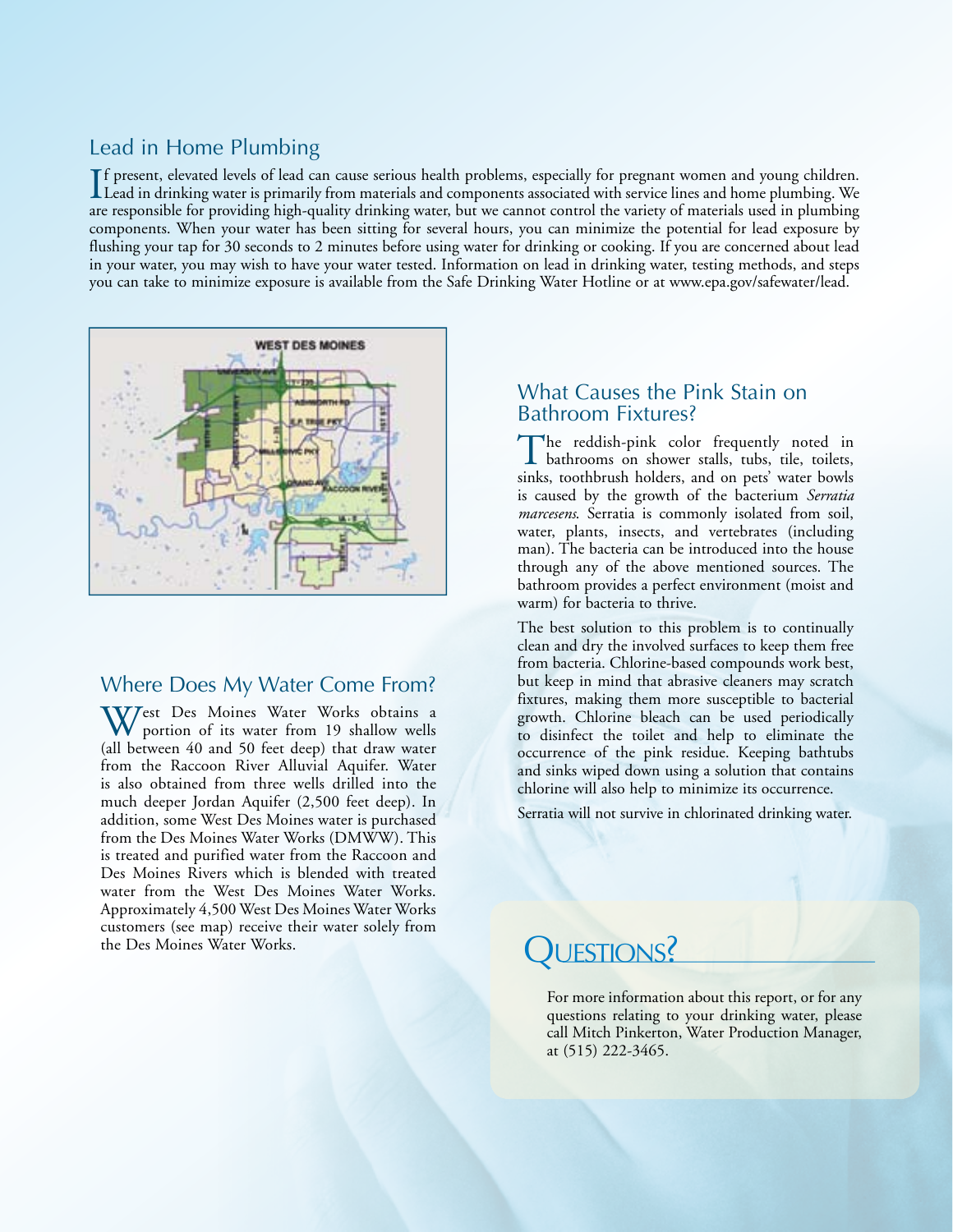## Lead in Home Plumbing

If present, elevated levels of lead can cause serious health problems, especially for pregnant women and young children. Lead in drinking water is primarily from materials and components associated with service lines and home plumbing. We are responsible for providing high-quality drinking water, but we cannot control the variety of materials used in plumbing components. When your water has been sitting for several hours, you can minimize the potential for lead exposure by flushing your tap for 30 seconds to 2 minutes before using water for drinking or cooking. If you are concerned about lead in your water, you may wish to have your water tested. Information on lead in drinking water, testing methods, and steps you can take to minimize exposure is available from the Safe Drinking Water Hotline or at www.epa.gov/safewater/lead.

## Where Does My Water Come From?

West Des Moines Water Works obtains a portion of its water from 19 shallow wells (all between 40 and 50 feet deep) that draw water from the Raccoon River Alluvial Aquifer. Water is also obtained from three wells drilled into the much deeper Jordan Aquifer (2,500 feet deep). In addition, some West Des Moines water is purchased from the Des Moines Water Works (DMWW). This is treated and purified water from the Raccoon and Des Moines Rivers which is blended with treated water from the West Des Moines Water Works. Approximately 4,500 West Des Moines Water Works customers (see map) receive their water solely from the Des Moines Water Works.

## What Causes the Pink Stain on Bathroom Fixtures?

The reddish-pink color frequently noted in bathrooms on shower stalls, tubs, tile, toilets, sinks, toothbrush holders, and on pets' water bowls is caused by the growth of the bacterium *Serratia marcesens.* Serratia is commonly isolated from soil, water, plants, insects, and vertebrates (including man). The bacteria can be introduced into the house through any of the above mentioned sources. The bathroom provides a perfect environment (moist and warm) for bacteria to thrive.

The best solution to this problem is to continually clean and dry the involved surfaces to keep them free from bacteria. Chlorine-based compounds work best, but keep in mind that abrasive cleaners may scratch fixtures, making them more susceptible to bacterial growth. Chlorine bleach can be used periodically to disinfect the toilet and help to eliminate the occurrence of the pink residue. Keeping bathtubs and sinks wiped down using a solution that contains chlorine will also help to minimize its occurrence.

Serratia will not survive in chlorinated drinking water.

## Questions?

For more information about this report, or for any questions relating to your drinking water, please call Mitch Pinkerton, Water Production Manager, at (515) 222-3465.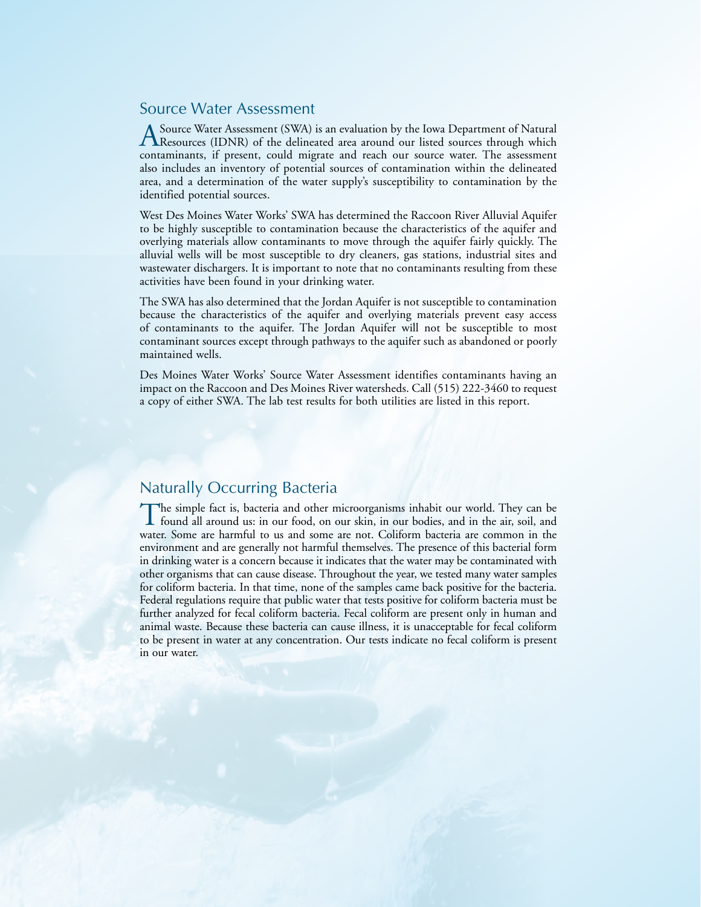## Source Water Assessment

A Source Water Assessment (SWA) is an evaluation by the Iowa Department of Natural Resources (IDNR) of the delineated area around our listed sources through which contaminants, if present, could migrate and reach our source water. The assessment also includes an inventory of potential sources of contamination within the delineated area, and a determination of the water supply's susceptibility to contamination by the identified potential sources.

West Des Moines Water Works' SWA has determined the Raccoon River Alluvial Aquifer to be highly susceptible to contamination because the characteristics of the aquifer and overlying materials allow contaminants to move through the aquifer fairly quickly. The alluvial wells will be most susceptible to dry cleaners, gas stations, industrial sites and wastewater dischargers. It is important to note that no contaminants resulting from these activities have been found in your drinking water.

The SWA has also determined that the Jordan Aquifer is not susceptible to contamination because the characteristics of the aquifer and overlying materials prevent easy access of contaminants to the aquifer. The Jordan Aquifer will not be susceptible to most contaminant sources except through pathways to the aquifer such as abandoned or poorly maintained wells.

Des Moines Water Works' Source Water Assessment identifies contaminants having an impact on the Raccoon and Des Moines River watersheds. Call (515) 222-3460 to request a copy of either SWA. The lab test results for both utilities are listed in this report.

## Naturally Occurring Bacteria

The simple fact is, bacteria and other microorganisms inhabit our world. They can be found all around us: in our food, on our skin, in our bodies, and in the air, soil, and water. Some are harmful to us and some are not. Coliform bacteria are common in the environment and are generally not harmful themselves. The presence of this bacterial form in drinking water is a concern because it indicates that the water may be contaminated with other organisms that can cause disease. Throughout the year, we tested many water samples for coliform bacteria. In that time, none of the samples came back positive for the bacteria. Federal regulations require that public water that tests positive for coliform bacteria must be further analyzed for fecal coliform bacteria. Fecal coliform are present only in human and animal waste. Because these bacteria can cause illness, it is unacceptable for fecal coliform to be present in water at any concentration. Our tests indicate no fecal coliform is present in our water.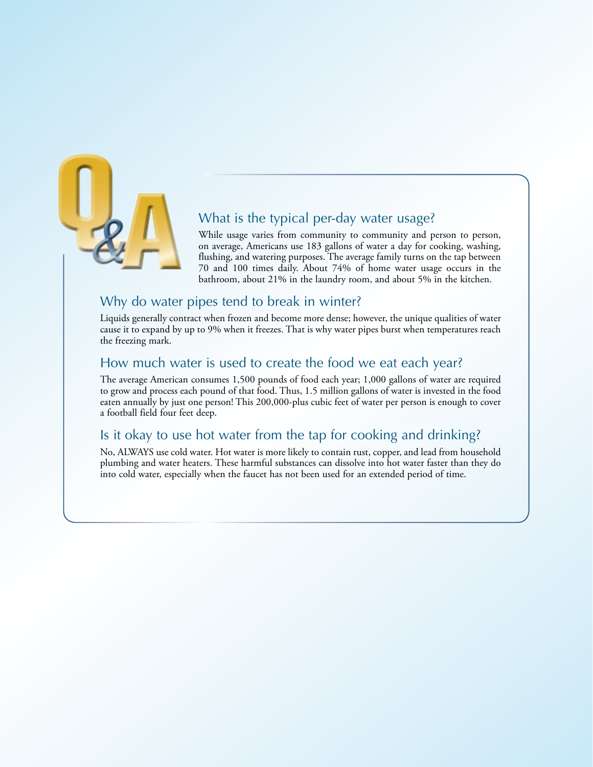# Q&A

## What is the typical per-day water usage?

While usage varies from community to community and person to person, on average, Americans use 183 gallons of water a day for cooking, washing, flushing, and watering purposes. The average family turns on the tap between 70 and 100 times daily. About 74% of home water usage occurs in the bathroom, about 21% in the laundry room, and about 5% in the kitchen.

## Why do water pipes tend to break in winter?

Liquids generally contract when frozen and become more dense; however, the unique qualities of water cause it to expand by up to 9% when it freezes. That is why water pipes burst when temperatures reach the freezing mark.

## How much water is used to create the food we eat each year?

The average American consumes 1,500 pounds of food each year; 1,000 gallons of water are required to grow and process each pound of that food. Thus, 1.5 million gallons of water is invested in the food eaten annually by just one person! This 200,000-plus cubic feet of water per person is enough to cover a football field four feet deep.

## Is it okay to use hot water from the tap for cooking and drinking?

No, ALWAYS use cold water. Hot water is more likely to contain rust, copper, and lead from household plumbing and water heaters. These harmful substances can dissolve into hot water faster than they do into cold water, especially when the faucet has not been used for an extended period of time.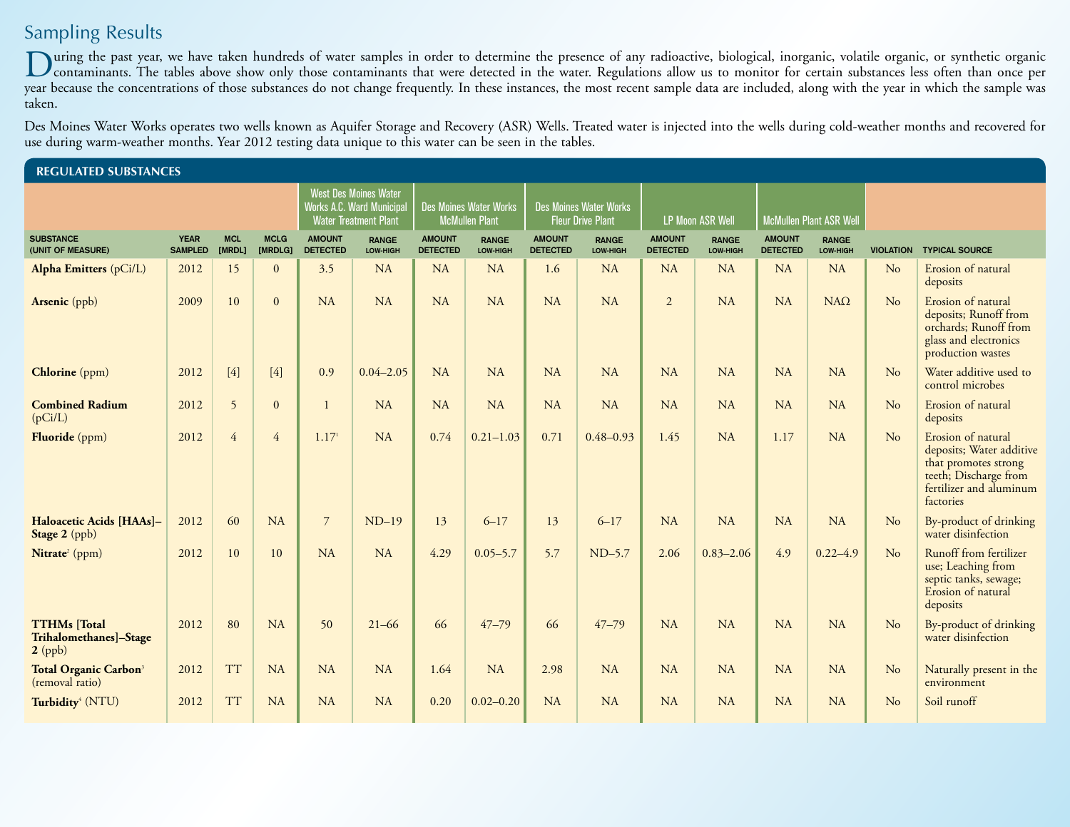## Sampling Results

During the past year, we have taken hundreds of water samples in order to determine the presence of any radioactive, biological, inorganic, volatile organic, or synthetic organic contaminants. The tables above show only those contaminants that were detected in the water. Regulations allow us to monitor for certain substances less often than once per year because the concentrations of those substances do not change frequently. In these instances, the most recent sample data are included, along with the year in which the sample was taken.

Des Moines Water Works operates two wells known as Aquifer Storage and Recovery (ASR) Wells. Treated water is injected into the wells during cold-weather months and recovered for use during warm-weather months. Year 2012 testing data unique to this water can be seen in the tables.

### REGULATED SUBSTANCES

| | | | | West Des Moines Water Works A.C. Ward Municipal Water Treatment Plant | | Des Moines Water Works McMullen Plant | | Des Moines Water Works Fleur Drive Plant | | LP Moon ASR Well | | McMullen Plant ASR Well | | | |
|---|---|---|---|---|---|---|---|---|---|---|---|---|---|---|---|
| SUBSTANCE (UNIT OF MEASURE) | YEAR SAMPLED | MCL [MRDL] | MCLG [MRDLG] | AMOUNT DETECTED | RANGE LOW-HIGH | AMOUNT DETECTED | RANGE LOW-HIGH | AMOUNT DETECTED | RANGE LOW-HIGH | AMOUNT DETECTED | RANGE LOW-HIGH | AMOUNT DETECTED | RANGE LOW-HIGH | VIOLATION | TYPICAL SOURCE |
| **Alpha Emitters** (pCi/L) | 2012 | 15 | 0 | 3.5 | NA | NA | NA | 1.6 | NA | NA | NA | NA | NA | No | Erosion of natural deposits |
| **Arsenic** (ppb) | 2009 | 10 | 0 | NA | NA | NA | NA | NA | NA | 2 | NA | NA | NAΩ | No | Erosion of natural deposits; Runoff from orchards; Runoff from glass and electronics production wastes |
| **Chlorine** (ppm) | 2012 | [4] | [4] | 0.9 | 0.04–2.05 | NA | NA | NA | NA | NA | NA | NA | NA | No | Water additive used to control microbes |
| **Combined Radium** (pCi/L) | 2012 | 5 | 0 | 1 | NA | NA | NA | NA | NA | NA | NA | NA | NA | No | Erosion of natural deposits |
| **Fluoride** (ppm) | 2012 | 4 | 4 | 1.17[1] | NA | 0.74 | 0.21–1.03 | 0.71 | 0.48–0.93 | 1.45 | NA | 1.17 | NA | No | Erosion of natural deposits; Water additive that promotes strong teeth; Discharge from fertilizer and aluminum factories |
| **Haloacetic Acids [HAAs]–Stage 2** (ppb) | 2012 | 60 | NA | 7 | ND–19 | 13 | 6–17 | 13 | 6–17 | NA | NA | NA | NA | No | By-product of drinking water disinfection |
| **Nitrate**[2] (ppm) | 2012 | 10 | 10 | NA | NA | 4.29 | 0.05–5.7 | 5.7 | ND–5.7 | 2.06 | 0.83–2.06 | 4.9 | 0.22–4.9 | No | Runoff from fertilizer use; Leaching from septic tanks, sewage; Erosion of natural deposits |
| **TTHMs [Total Trihalomethanes]–Stage 2** (ppb) | 2012 | 80 | NA | 50 | 21–66 | 66 | 47–79 | 66 | 47–79 | NA | NA | NA | NA | No | By-product of drinking water disinfection |
| **Total Organic Carbon**[3] (removal ratio) | 2012 | TT | NA | NA | NA | 1.64 | NA | 2.98 | NA | NA | NA | NA | NA | No | Naturally present in the environment |
| **Turbidity**[4] (NTU) | 2012 | TT | NA | NA | NA | 0.20 | 0.02–0.20 | NA | NA | NA | NA | NA | NA | No | Soil runoff |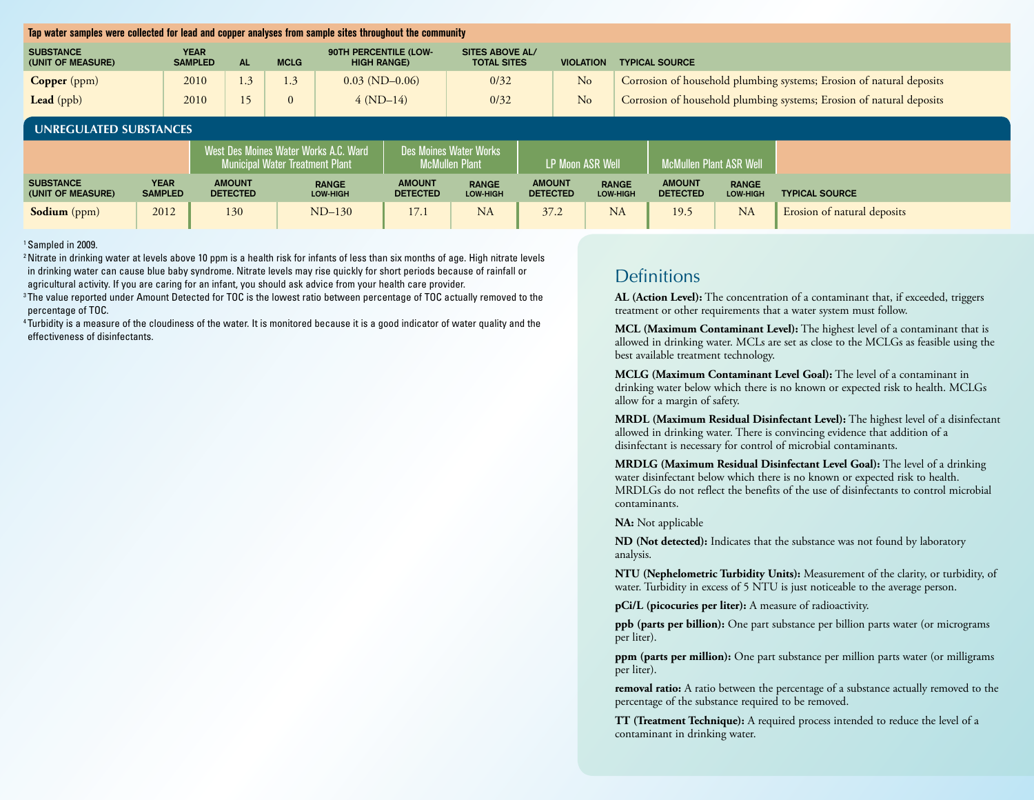**Tap water samples were collected for lead and copper analyses from sample sites throughout the community**

| SUBSTANCE (UNIT OF MEASURE) | YEAR SAMPLED | AL | MCLG | 90TH PERCENTILE (LOW-HIGH RANGE) | SITES ABOVE AL/ TOTAL SITES | VIOLATION | TYPICAL SOURCE |
|---|---|---|---|---|---|---|---|
| **Copper** (ppm) | 2010 | 1.3 | 1.3 | 0.03 (ND–0.06) | 0/32 | No | Corrosion of household plumbing systems; Erosion of natural deposits |
| **Lead** (ppb) | 2010 | 15 | 0 | 4 (ND–14) | 0/32 | No | Corrosion of household plumbing systems; Erosion of natural deposits |

## UNREGULATED SUBSTANCES

| | | West Des Moines Water Works A.C. Ward Municipal Water Treatment Plant | | Des Moines Water Works McMullen Plant | | LP Moon ASR Well | | McMullen Plant ASR Well | | |
|---|---|---|---|---|---|---|---|---|---|---|
| **SUBSTANCE (UNIT OF MEASURE)** | **YEAR SAMPLED** | **AMOUNT DETECTED** | **RANGE LOW-HIGH** | **AMOUNT DETECTED** | **RANGE LOW-HIGH** | **AMOUNT DETECTED** | **RANGE LOW-HIGH** | **AMOUNT DETECTED** | **RANGE LOW-HIGH** | **TYPICAL SOURCE** |
| **Sodium** (ppm) | 2012 | 130 | ND–130 | 17.1 | NA | 37.2 | NA | 19.5 | NA | Erosion of natural deposits |

[1] Sampled in 2009.

[2] Nitrate in drinking water at levels above 10 ppm is a health risk for infants of less than six months of age. High nitrate levels in drinking water can cause blue baby syndrome. Nitrate levels may rise quickly for short periods because of rainfall or agricultural activity. If you are caring for an infant, you should ask advice from your health care provider.

[3] The value reported under Amount Detected for TOC is the lowest ratio between percentage of TOC actually removed to the percentage of TOC.

[4] Turbidity is a measure of the cloudiness of the water. It is monitored because it is a good indicator of water quality and the effectiveness of disinfectants.

## Definitions

**AL (Action Level):** The concentration of a contaminant that, if exceeded, triggers treatment or other requirements that a water system must follow.

**MCL (Maximum Contaminant Level):** The highest level of a contaminant that is allowed in drinking water. MCLs are set as close to the MCLGs as feasible using the best available treatment technology.

**MCLG (Maximum Contaminant Level Goal):** The level of a contaminant in drinking water below which there is no known or expected risk to health. MCLGs allow for a margin of safety.

**MRDL (Maximum Residual Disinfectant Level):** The highest level of a disinfectant allowed in drinking water. There is convincing evidence that addition of a disinfectant is necessary for control of microbial contaminants.

**MRDLG (Maximum Residual Disinfectant Level Goal):** The level of a drinking water disinfectant below which there is no known or expected risk to health. MRDLGs do not reflect the benefits of the use of disinfectants to control microbial contaminants.

**NA:** Not applicable

**ND (Not detected):** Indicates that the substance was not found by laboratory analysis.

**NTU (Nephelometric Turbidity Units):** Measurement of the clarity, or turbidity, of water. Turbidity in excess of 5 NTU is just noticeable to the average person.

**pCi/L (picocuries per liter):** A measure of radioactivity.

**ppb (parts per billion):** One part substance per billion parts water (or micrograms per liter).

**ppm (parts per million):** One part substance per million parts water (or milligrams per liter).

**removal ratio:** A ratio between the percentage of a substance actually removed to the percentage of the substance required to be removed.

**TT (Treatment Technique):** A required process intended to reduce the level of a contaminant in drinking water.